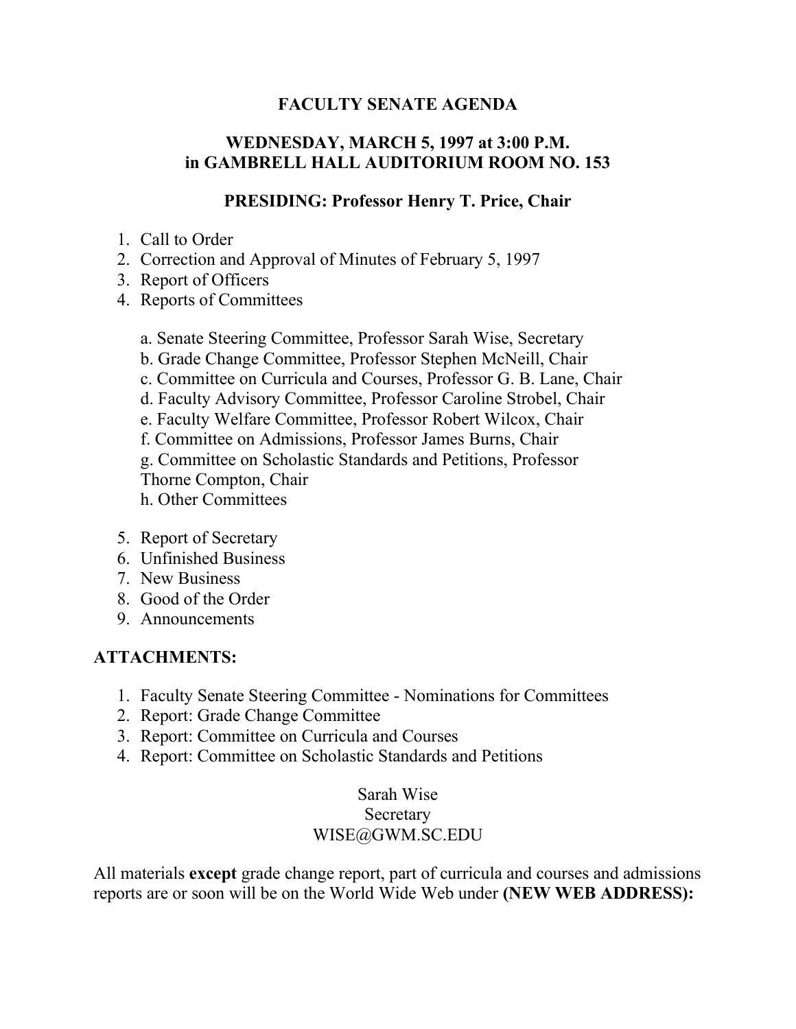# FACULTY SENATE AGENDA

## WEDNESDAY, MARCH 5, 1997 at 3:00 P.M.
## in GAMBRELL HALL AUDITORIUM ROOM NO. 153

### PRESIDING: Professor Henry T. Price, Chair

1. Call to Order
2. Correction and Approval of Minutes of February 5, 1997
3. Report of Officers
4. Reports of Committees

   a. Senate Steering Committee, Professor Sarah Wise, Secretary
   b. Grade Change Committee, Professor Stephen McNeill, Chair
   c. Committee on Curricula and Courses, Professor G. B. Lane, Chair
   d. Faculty Advisory Committee, Professor Caroline Strobel, Chair
   e. Faculty Welfare Committee, Professor Robert Wilcox, Chair
   f. Committee on Admissions, Professor James Burns, Chair
   g. Committee on Scholastic Standards and Petitions, Professor Thorne Compton, Chair
   h. Other Committees

5. Report of Secretary
6. Unfinished Business
7. New Business
8. Good of the Order
9. Announcements

**ATTACHMENTS:**

1. Faculty Senate Steering Committee - Nominations for Committees
2. Report: Grade Change Committee
3. Report: Committee on Curricula and Courses
4. Report: Committee on Scholastic Standards and Petitions

Sarah Wise
Secretary
WISE@GWM.SC.EDU

All materials **except** grade change report, part of curricula and courses and admissions reports are or soon will be on the World Wide Web under **(NEW WEB ADDRESS):**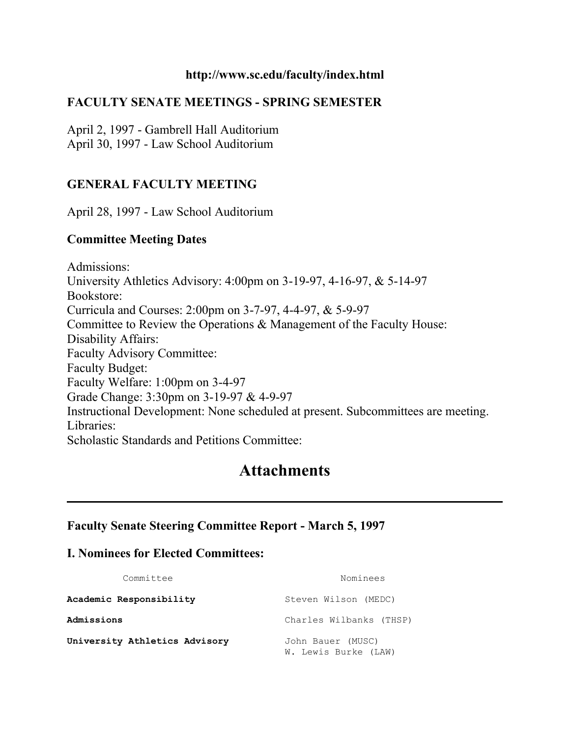**http://www.sc.edu/faculty/index.html**

### FACULTY SENATE MEETINGS - SPRING SEMESTER

April 2, 1997 - Gambrell Hall Auditorium
April 30, 1997 - Law School Auditorium

### GENERAL FACULTY MEETING

April 28, 1997 - Law School Auditorium

### Committee Meeting Dates

Admissions:
University Athletics Advisory: 4:00pm on 3-19-97, 4-16-97, & 5-14-97
Bookstore:
Curricula and Courses: 2:00pm on 3-7-97, 4-4-97, & 5-9-97
Committee to Review the Operations & Management of the Faculty House:
Disability Affairs:
Faculty Advisory Committee:
Faculty Budget:
Faculty Welfare: 1:00pm on 3-4-97
Grade Change: 3:30pm on 3-19-97 & 4-9-97
Instructional Development: None scheduled at present. Subcommittees are meeting.
Libraries:
Scholastic Standards and Petitions Committee:

# Attachments

---

### Faculty Senate Steering Committee Report - March 5, 1997

### I. Nominees for Elected Committees:

| Committee | Nominees |
|---|---|
| **Academic Responsibility** | Steven Wilson (MEDC) |
| **Admissions** | Charles Wilbanks (THSP) |
| **University Athletics Advisory** | John Bauer (MUSC)<br>W. Lewis Burke (LAW) |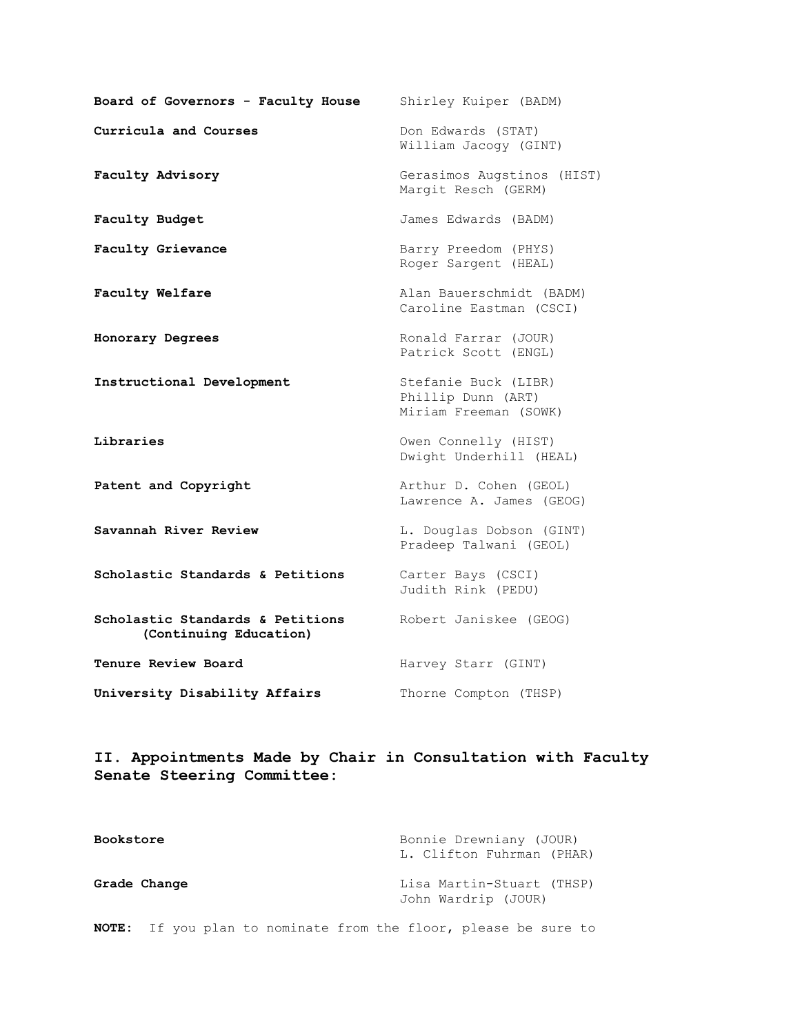| | |
|---|---|
| **Board of Governors - Faculty House** | Shirley Kuiper (BADM) |
| **Curricula and Courses** | Don Edwards (STAT)<br>William Jacogy (GINT) |
| **Faculty Advisory** | Gerasimos Augstinos (HIST)<br>Margit Resch (GERM) |
| **Faculty Budget** | James Edwards (BADM) |
| **Faculty Grievance** | Barry Preedom (PHYS)<br>Roger Sargent (HEAL) |
| **Faculty Welfare** | Alan Bauerschmidt (BADM)<br>Caroline Eastman (CSCI) |
| **Honorary Degrees** | Ronald Farrar (JOUR)<br>Patrick Scott (ENGL) |
| **Instructional Development** | Stefanie Buck (LIBR)<br>Phillip Dunn (ART)<br>Miriam Freeman (SOWK) |
| **Libraries** | Owen Connelly (HIST)<br>Dwight Underhill (HEAL) |
| **Patent and Copyright** | Arthur D. Cohen (GEOL)<br>Lawrence A. James (GEOG) |
| **Savannah River Review** | L. Douglas Dobson (GINT)<br>Pradeep Talwani (GEOL) |
| **Scholastic Standards & Petitions** | Carter Bays (CSCI)<br>Judith Rink (PEDU) |
| **Scholastic Standards & Petitions (Continuing Education)** | Robert Janiskee (GEOG) |
| **Tenure Review Board** | Harvey Starr (GINT) |
| **University Disability Affairs** | Thorne Compton (THSP) |

## II. Appointments Made by Chair in Consultation with Faculty Senate Steering Committee:

| | |
|---|---|
| **Bookstore** | Bonnie Drewniany (JOUR)<br>L. Clifton Fuhrman (PHAR) |
| **Grade Change** | Lisa Martin-Stuart (THSP)<br>John Wardrip (JOUR) |

**NOTE:** If you plan to nominate from the floor, please be sure to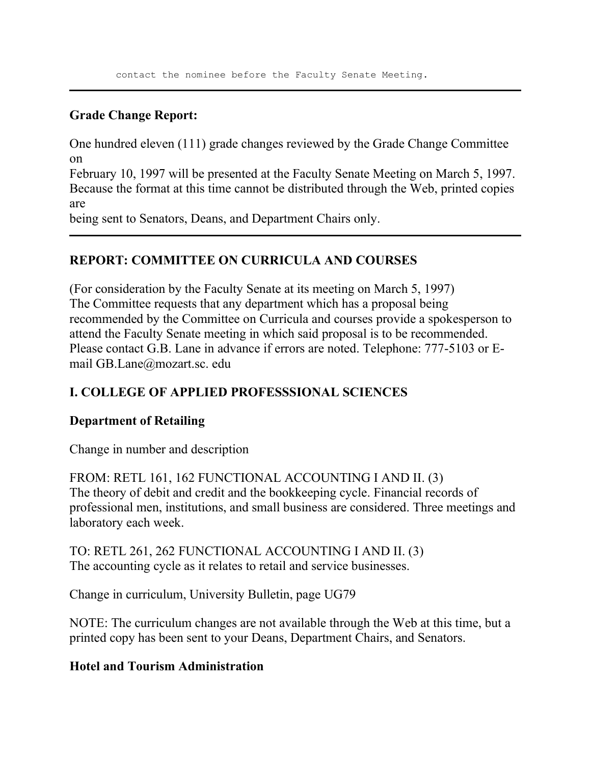```
contact the nominee before the Faculty Senate Meeting.
```

---

### Grade Change Report:

One hundred eleven (111) grade changes reviewed by the Grade Change Committee on
February 10, 1997 will be presented at the Faculty Senate Meeting on March 5, 1997.
Because the format at this time cannot be distributed through the Web, printed copies are
being sent to Senators, Deans, and Department Chairs only.

---

### REPORT: COMMITTEE ON CURRICULA AND COURSES

(For consideration by the Faculty Senate at its meeting on March 5, 1997)
The Committee requests that any department which has a proposal being recommended by the Committee on Curricula and courses provide a spokesperson to attend the Faculty Senate meeting in which said proposal is to be recommended.
Please contact G.B. Lane in advance if errors are noted. Telephone: 777-5103 or E-mail GB.Lane@mozart.sc. edu

### I. COLLEGE OF APPLIED PROFESSSIONAL SCIENCES

#### Department of Retailing

Change in number and description

FROM: RETL 161, 162 FUNCTIONAL ACCOUNTING I AND II. (3)
The theory of debit and credit and the bookkeeping cycle. Financial records of professional men, institutions, and small business are considered. Three meetings and laboratory each week.

TO: RETL 261, 262 FUNCTIONAL ACCOUNTING I AND II. (3)
The accounting cycle as it relates to retail and service businesses.

Change in curriculum, University Bulletin, page UG79

NOTE: The curriculum changes are not available through the Web at this time, but a printed copy has been sent to your Deans, Department Chairs, and Senators.

#### Hotel and Tourism Administration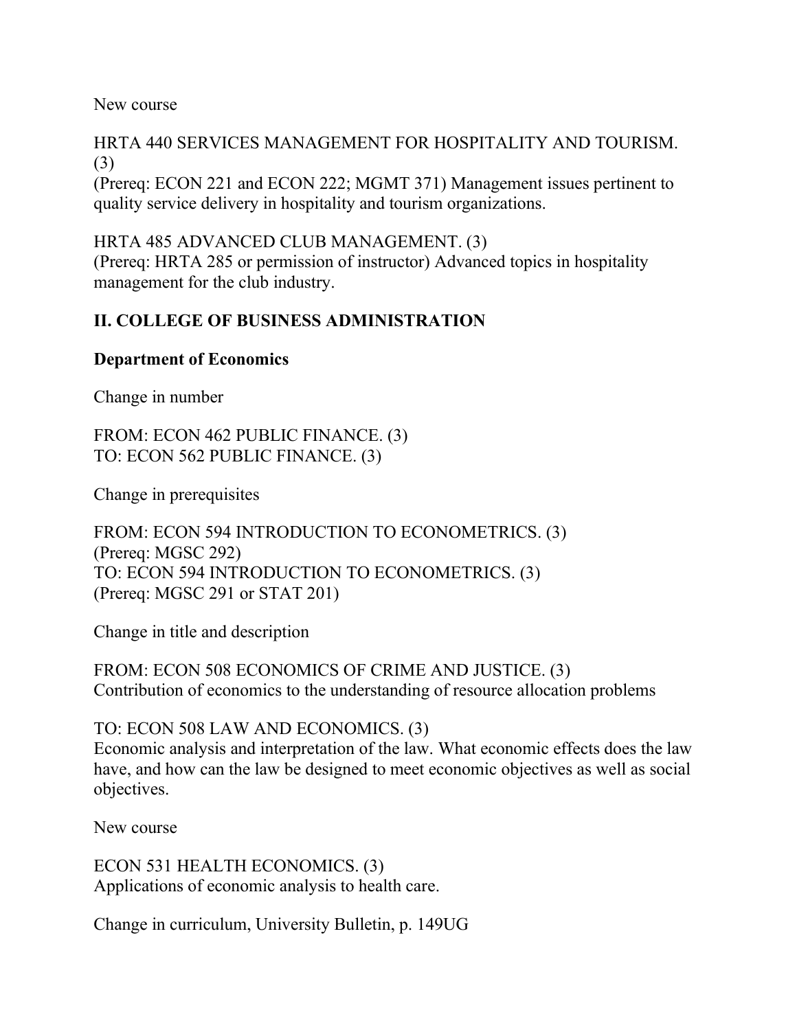New course

HRTA 440 SERVICES MANAGEMENT FOR HOSPITALITY AND TOURISM. (3)
(Prereq: ECON 221 and ECON 222; MGMT 371) Management issues pertinent to quality service delivery in hospitality and tourism organizations.

HRTA 485 ADVANCED CLUB MANAGEMENT. (3)
(Prereq: HRTA 285 or permission of instructor) Advanced topics in hospitality management for the club industry.

## II. COLLEGE OF BUSINESS ADMINISTRATION

### Department of Economics

Change in number

FROM: ECON 462 PUBLIC FINANCE. (3)
TO: ECON 562 PUBLIC FINANCE. (3)

Change in prerequisites

FROM: ECON 594 INTRODUCTION TO ECONOMETRICS. (3)
(Prereq: MGSC 292)
TO: ECON 594 INTRODUCTION TO ECONOMETRICS. (3)
(Prereq: MGSC 291 or STAT 201)

Change in title and description

FROM: ECON 508 ECONOMICS OF CRIME AND JUSTICE. (3)
Contribution of economics to the understanding of resource allocation problems

TO: ECON 508 LAW AND ECONOMICS. (3)
Economic analysis and interpretation of the law. What economic effects does the law have, and how can the law be designed to meet economic objectives as well as social objectives.

New course

ECON 531 HEALTH ECONOMICS. (3)
Applications of economic analysis to health care.

Change in curriculum, University Bulletin, p. 149UG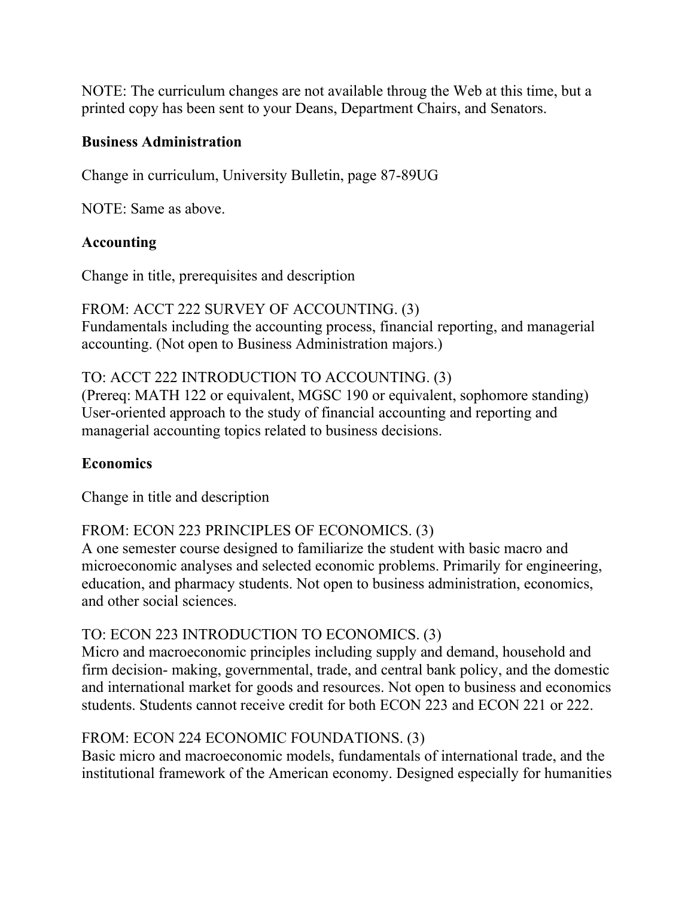NOTE: The curriculum changes are not available throug the Web at this time, but a printed copy has been sent to your Deans, Department Chairs, and Senators.

**Business Administration**

Change in curriculum, University Bulletin, page 87-89UG

NOTE: Same as above.

**Accounting**

Change in title, prerequisites and description

FROM: ACCT 222 SURVEY OF ACCOUNTING. (3)
Fundamentals including the accounting process, financial reporting, and managerial accounting. (Not open to Business Administration majors.)

TO: ACCT 222 INTRODUCTION TO ACCOUNTING. (3)
(Prereq: MATH 122 or equivalent, MGSC 190 or equivalent, sophomore standing) User-oriented approach to the study of financial accounting and reporting and managerial accounting topics related to business decisions.

**Economics**

Change in title and description

FROM: ECON 223 PRINCIPLES OF ECONOMICS. (3)
A one semester course designed to familiarize the student with basic macro and microeconomic analyses and selected economic problems. Primarily for engineering, education, and pharmacy students. Not open to business administration, economics, and other social sciences.

TO: ECON 223 INTRODUCTION TO ECONOMICS. (3)
Micro and macroeconomic principles including supply and demand, household and firm decision- making, governmental, trade, and central bank policy, and the domestic and international market for goods and resources. Not open to business and economics students. Students cannot receive credit for both ECON 223 and ECON 221 or 222.

FROM: ECON 224 ECONOMIC FOUNDATIONS. (3)
Basic micro and macroeconomic models, fundamentals of international trade, and the institutional framework of the American economy. Designed especially for humanities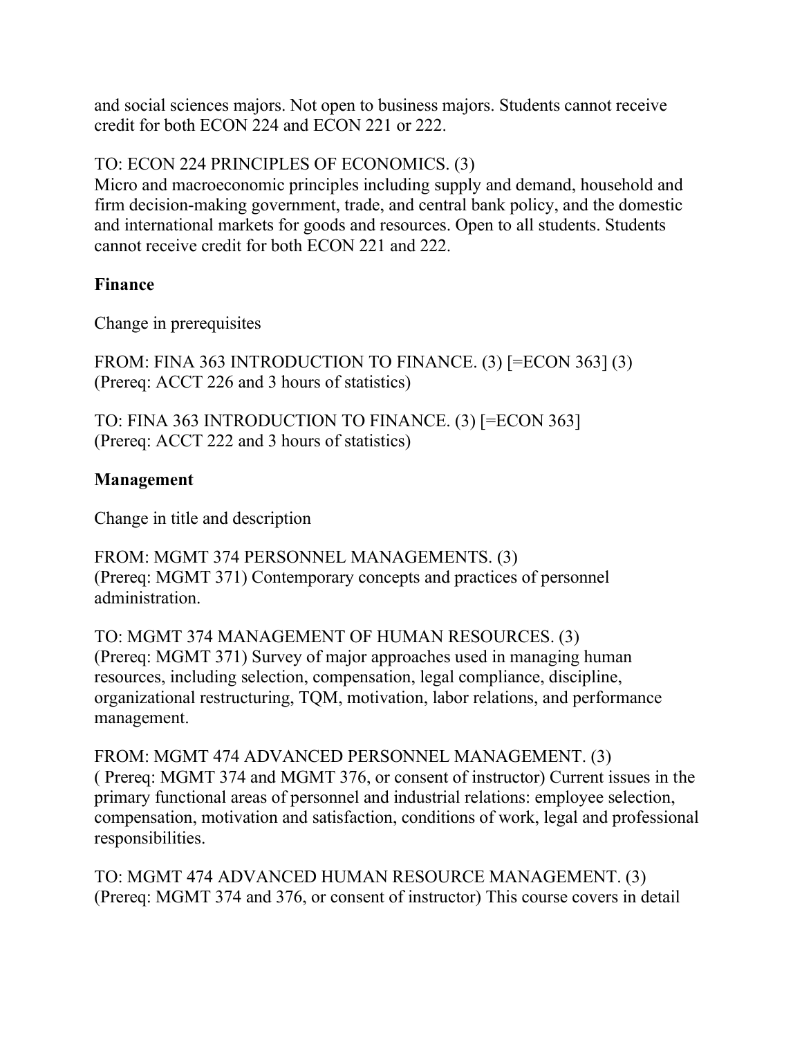and social sciences majors. Not open to business majors. Students cannot receive credit for both ECON 224 and ECON 221 or 222.

TO: ECON 224 PRINCIPLES OF ECONOMICS. (3)
Micro and macroeconomic principles including supply and demand, household and firm decision-making government, trade, and central bank policy, and the domestic and international markets for goods and resources. Open to all students. Students cannot receive credit for both ECON 221 and 222.

**Finance**

Change in prerequisites

FROM: FINA 363 INTRODUCTION TO FINANCE. (3) [=ECON 363] (3)
(Prereq: ACCT 226 and 3 hours of statistics)

TO: FINA 363 INTRODUCTION TO FINANCE. (3) [=ECON 363]
(Prereq: ACCT 222 and 3 hours of statistics)

**Management**

Change in title and description

FROM: MGMT 374 PERSONNEL MANAGEMENTS. (3)
(Prereq: MGMT 371) Contemporary concepts and practices of personnel administration.

TO: MGMT 374 MANAGEMENT OF HUMAN RESOURCES. (3)
(Prereq: MGMT 371) Survey of major approaches used in managing human resources, including selection, compensation, legal compliance, discipline, organizational restructuring, TQM, motivation, labor relations, and performance management.

FROM: MGMT 474 ADVANCED PERSONNEL MANAGEMENT. (3)
( Prereq: MGMT 374 and MGMT 376, or consent of instructor) Current issues in the primary functional areas of personnel and industrial relations: employee selection, compensation, motivation and satisfaction, conditions of work, legal and professional responsibilities.

TO: MGMT 474 ADVANCED HUMAN RESOURCE MANAGEMENT. (3)
(Prereq: MGMT 374 and 376, or consent of instructor) This course covers in detail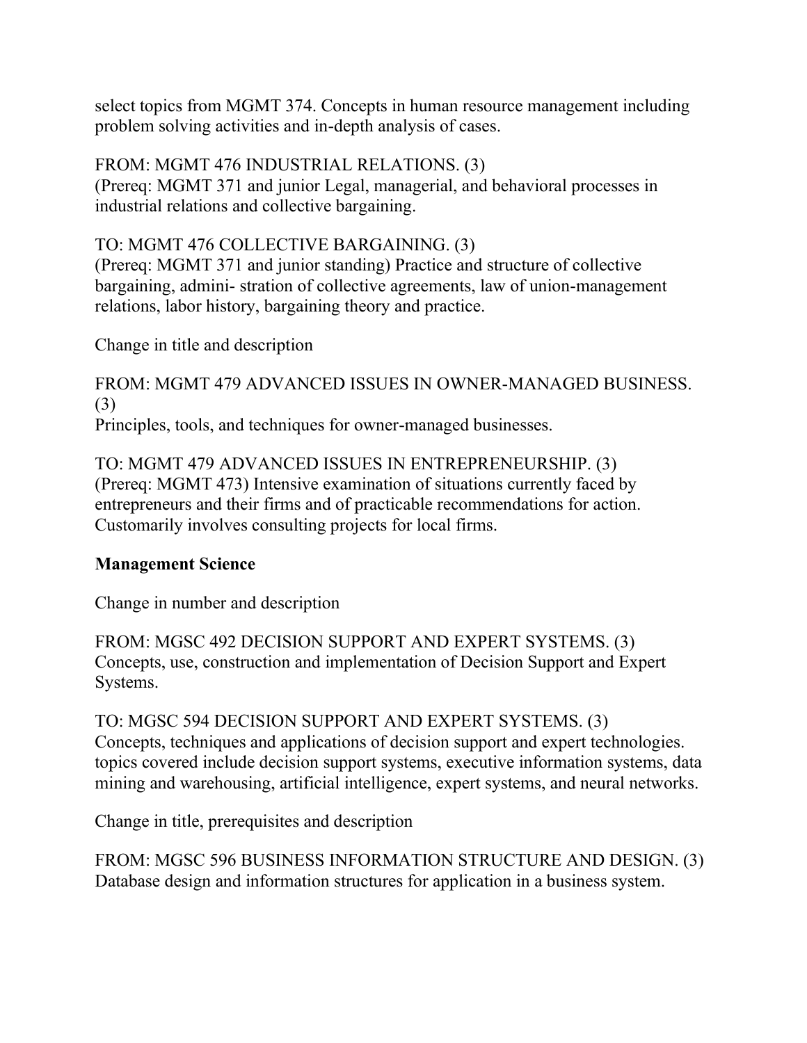select topics from MGMT 374. Concepts in human resource management including problem solving activities and in-depth analysis of cases.

FROM: MGMT 476 INDUSTRIAL RELATIONS. (3)
(Prereq: MGMT 371 and junior Legal, managerial, and behavioral processes in industrial relations and collective bargaining.

TO: MGMT 476 COLLECTIVE BARGAINING. (3)
(Prereq: MGMT 371 and junior standing) Practice and structure of collective bargaining, admini- stration of collective agreements, law of union-management relations, labor history, bargaining theory and practice.

Change in title and description

FROM: MGMT 479 ADVANCED ISSUES IN OWNER-MANAGED BUSINESS. (3)
Principles, tools, and techniques for owner-managed businesses.

TO: MGMT 479 ADVANCED ISSUES IN ENTREPRENEURSHIP. (3)
(Prereq: MGMT 473) Intensive examination of situations currently faced by entrepreneurs and their firms and of practicable recommendations for action. Customarily involves consulting projects for local firms.

**Management Science**

Change in number and description

FROM: MGSC 492 DECISION SUPPORT AND EXPERT SYSTEMS. (3)
Concepts, use, construction and implementation of Decision Support and Expert Systems.

TO: MGSC 594 DECISION SUPPORT AND EXPERT SYSTEMS. (3)
Concepts, techniques and applications of decision support and expert technologies. topics covered include decision support systems, executive information systems, data mining and warehousing, artificial intelligence, expert systems, and neural networks.

Change in title, prerequisites and description

FROM: MGSC 596 BUSINESS INFORMATION STRUCTURE AND DESIGN. (3)
Database design and information structures for application in a business system.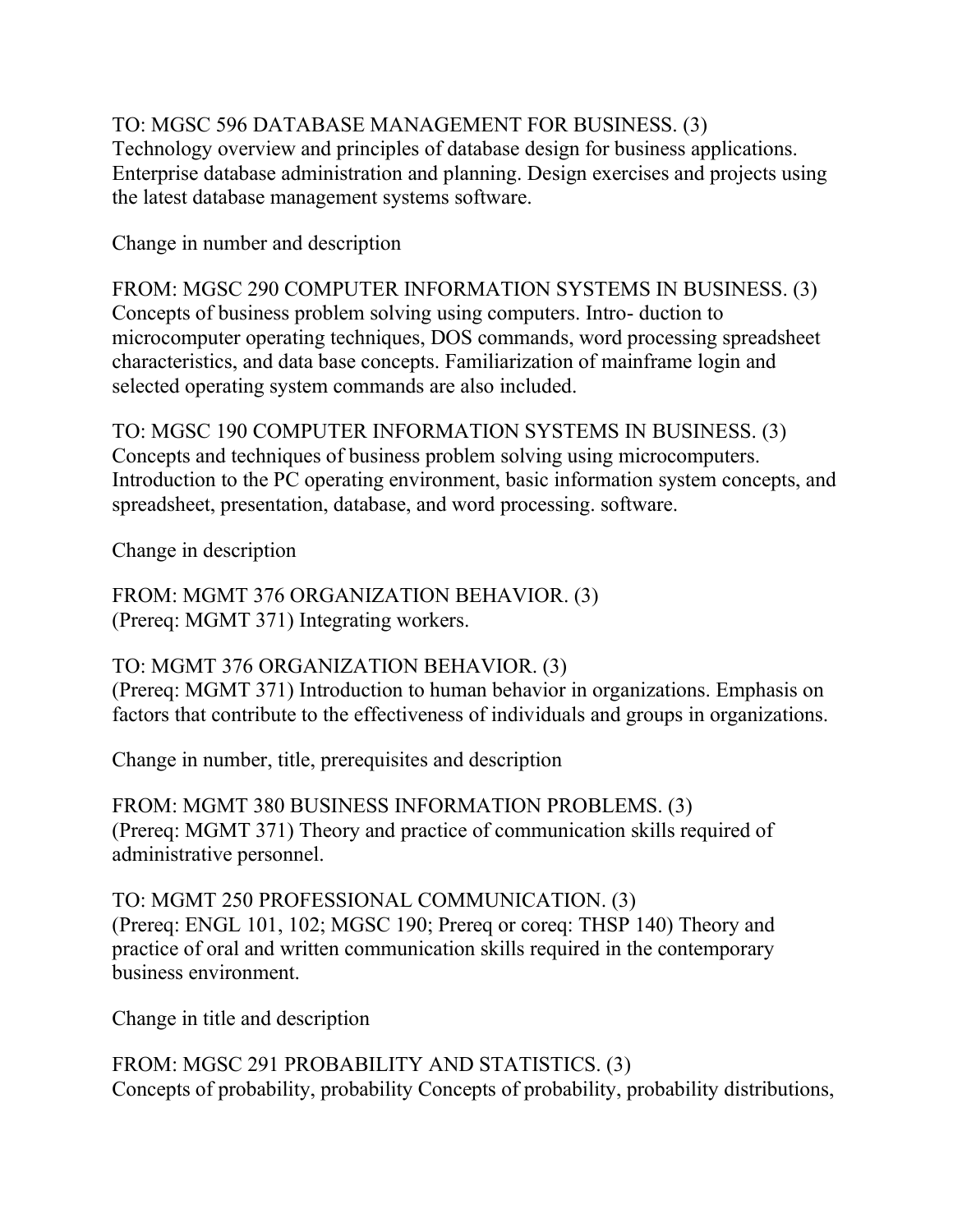TO: MGSC 596 DATABASE MANAGEMENT FOR BUSINESS. (3)
Technology overview and principles of database design for business applications. Enterprise database administration and planning. Design exercises and projects using the latest database management systems software.

Change in number and description

FROM: MGSC 290 COMPUTER INFORMATION SYSTEMS IN BUSINESS. (3)
Concepts of business problem solving using computers. Intro- duction to microcomputer operating techniques, DOS commands, word processing spreadsheet characteristics, and data base concepts. Familiarization of mainframe login and selected operating system commands are also included.

TO: MGSC 190 COMPUTER INFORMATION SYSTEMS IN BUSINESS. (3)
Concepts and techniques of business problem solving using microcomputers. Introduction to the PC operating environment, basic information system concepts, and spreadsheet, presentation, database, and word processing. software.

Change in description

FROM: MGMT 376 ORGANIZATION BEHAVIOR. (3)
(Prereq: MGMT 371) Integrating workers.

TO: MGMT 376 ORGANIZATION BEHAVIOR. (3)
(Prereq: MGMT 371) Introduction to human behavior in organizations. Emphasis on factors that contribute to the effectiveness of individuals and groups in organizations.

Change in number, title, prerequisites and description

FROM: MGMT 380 BUSINESS INFORMATION PROBLEMS. (3)
(Prereq: MGMT 371) Theory and practice of communication skills required of administrative personnel.

TO: MGMT 250 PROFESSIONAL COMMUNICATION. (3)
(Prereq: ENGL 101, 102; MGSC 190; Prereq or coreq: THSP 140) Theory and practice of oral and written communication skills required in the contemporary business environment.

Change in title and description

FROM: MGSC 291 PROBABILITY AND STATISTICS. (3)
Concepts of probability, probability Concepts of probability, probability distributions,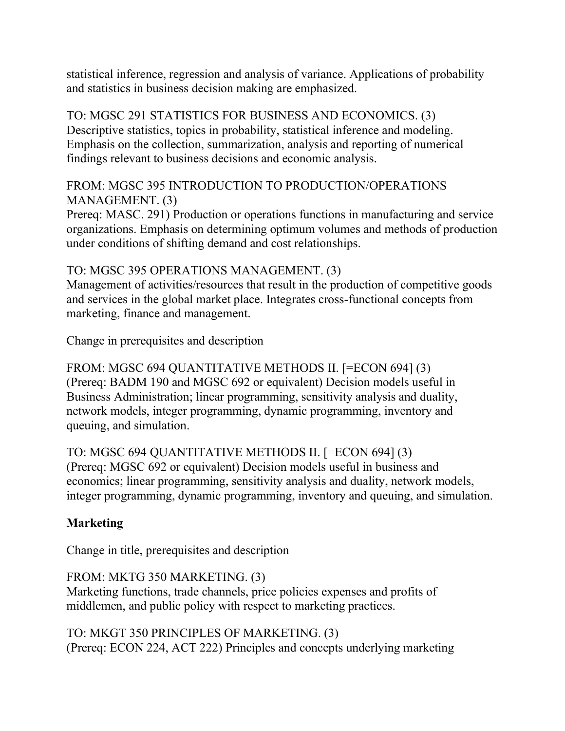statistical inference, regression and analysis of variance. Applications of probability and statistics in business decision making are emphasized.

TO: MGSC 291 STATISTICS FOR BUSINESS AND ECONOMICS. (3)
Descriptive statistics, topics in probability, statistical inference and modeling. Emphasis on the collection, summarization, analysis and reporting of numerical findings relevant to business decisions and economic analysis.

FROM: MGSC 395 INTRODUCTION TO PRODUCTION/OPERATIONS MANAGEMENT. (3)
Prereq: MASC. 291) Production or operations functions in manufacturing and service organizations. Emphasis on determining optimum volumes and methods of production under conditions of shifting demand and cost relationships.

TO: MGSC 395 OPERATIONS MANAGEMENT. (3)
Management of activities/resources that result in the production of competitive goods and services in the global market place. Integrates cross-functional concepts from marketing, finance and management.

Change in prerequisites and description

FROM: MGSC 694 QUANTITATIVE METHODS II. [=ECON 694] (3)
(Prereq: BADM 190 and MGSC 692 or equivalent) Decision models useful in Business Administration; linear programming, sensitivity analysis and duality, network models, integer programming, dynamic programming, inventory and queuing, and simulation.

TO: MGSC 694 QUANTITATIVE METHODS II. [=ECON 694] (3)
(Prereq: MGSC 692 or equivalent) Decision models useful in business and economics; linear programming, sensitivity analysis and duality, network models, integer programming, dynamic programming, inventory and queuing, and simulation.

**Marketing**

Change in title, prerequisites and description

FROM: MKTG 350 MARKETING. (3)
Marketing functions, trade channels, price policies expenses and profits of middlemen, and public policy with respect to marketing practices.

TO: MKGT 350 PRINCIPLES OF MARKETING. (3)
(Prereq: ECON 224, ACT 222) Principles and concepts underlying marketing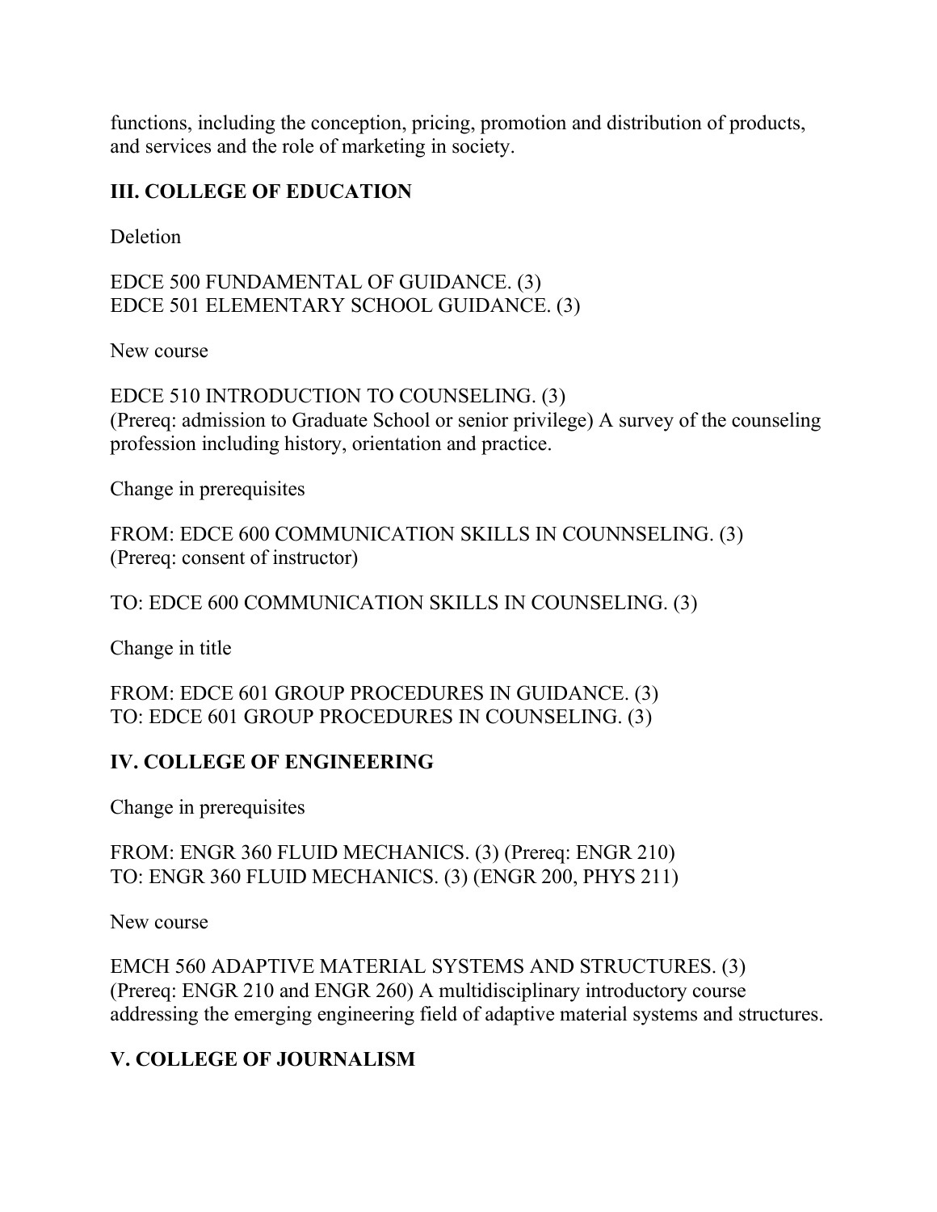functions, including the conception, pricing, promotion and distribution of products, and services and the role of marketing in society.

## III. COLLEGE OF EDUCATION

Deletion

EDCE 500 FUNDAMENTAL OF GUIDANCE. (3)
EDCE 501 ELEMENTARY SCHOOL GUIDANCE. (3)

New course

EDCE 510 INTRODUCTION TO COUNSELING. (3)
(Prereq: admission to Graduate School or senior privilege) A survey of the counseling profession including history, orientation and practice.

Change in prerequisites

FROM: EDCE 600 COMMUNICATION SKILLS IN COUNNSELING. (3)
(Prereq: consent of instructor)

TO: EDCE 600 COMMUNICATION SKILLS IN COUNSELING. (3)

Change in title

FROM: EDCE 601 GROUP PROCEDURES IN GUIDANCE. (3)
TO: EDCE 601 GROUP PROCEDURES IN COUNSELING. (3)

## IV. COLLEGE OF ENGINEERING

Change in prerequisites

FROM: ENGR 360 FLUID MECHANICS. (3) (Prereq: ENGR 210)
TO: ENGR 360 FLUID MECHANICS. (3) (ENGR 200, PHYS 211)

New course

EMCH 560 ADAPTIVE MATERIAL SYSTEMS AND STRUCTURES. (3)
(Prereq: ENGR 210 and ENGR 260) A multidisciplinary introductory course addressing the emerging engineering field of adaptive material systems and structures.

## V. COLLEGE OF JOURNALISM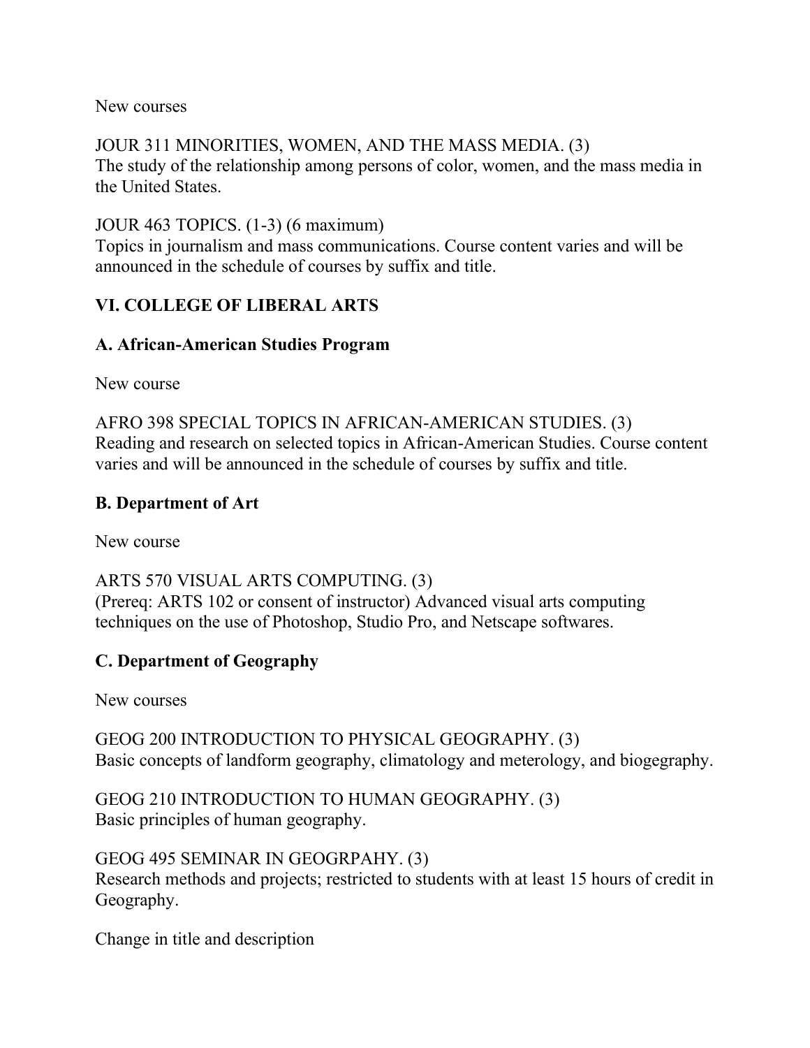New courses

JOUR 311 MINORITIES, WOMEN, AND THE MASS MEDIA. (3)
The study of the relationship among persons of color, women, and the mass media in the United States.

JOUR 463 TOPICS. (1-3) (6 maximum)
Topics in journalism and mass communications. Course content varies and will be announced in the schedule of courses by suffix and title.

## VI. COLLEGE OF LIBERAL ARTS

### A. African-American Studies Program

New course

AFRO 398 SPECIAL TOPICS IN AFRICAN-AMERICAN STUDIES. (3)
Reading and research on selected topics in African-American Studies. Course content varies and will be announced in the schedule of courses by suffix and title.

### B. Department of Art

New course

ARTS 570 VISUAL ARTS COMPUTING. (3)
(Prereq: ARTS 102 or consent of instructor) Advanced visual arts computing techniques on the use of Photoshop, Studio Pro, and Netscape softwares.

### C. Department of Geography

New courses

GEOG 200 INTRODUCTION TO PHYSICAL GEOGRAPHY. (3)
Basic concepts of landform geography, climatology and meterology, and biogegraphy.

GEOG 210 INTRODUCTION TO HUMAN GEOGRAPHY. (3)
Basic principles of human geography.

GEOG 495 SEMINAR IN GEOGRPAHY. (3)
Research methods and projects; restricted to students with at least 15 hours of credit in Geography.

Change in title and description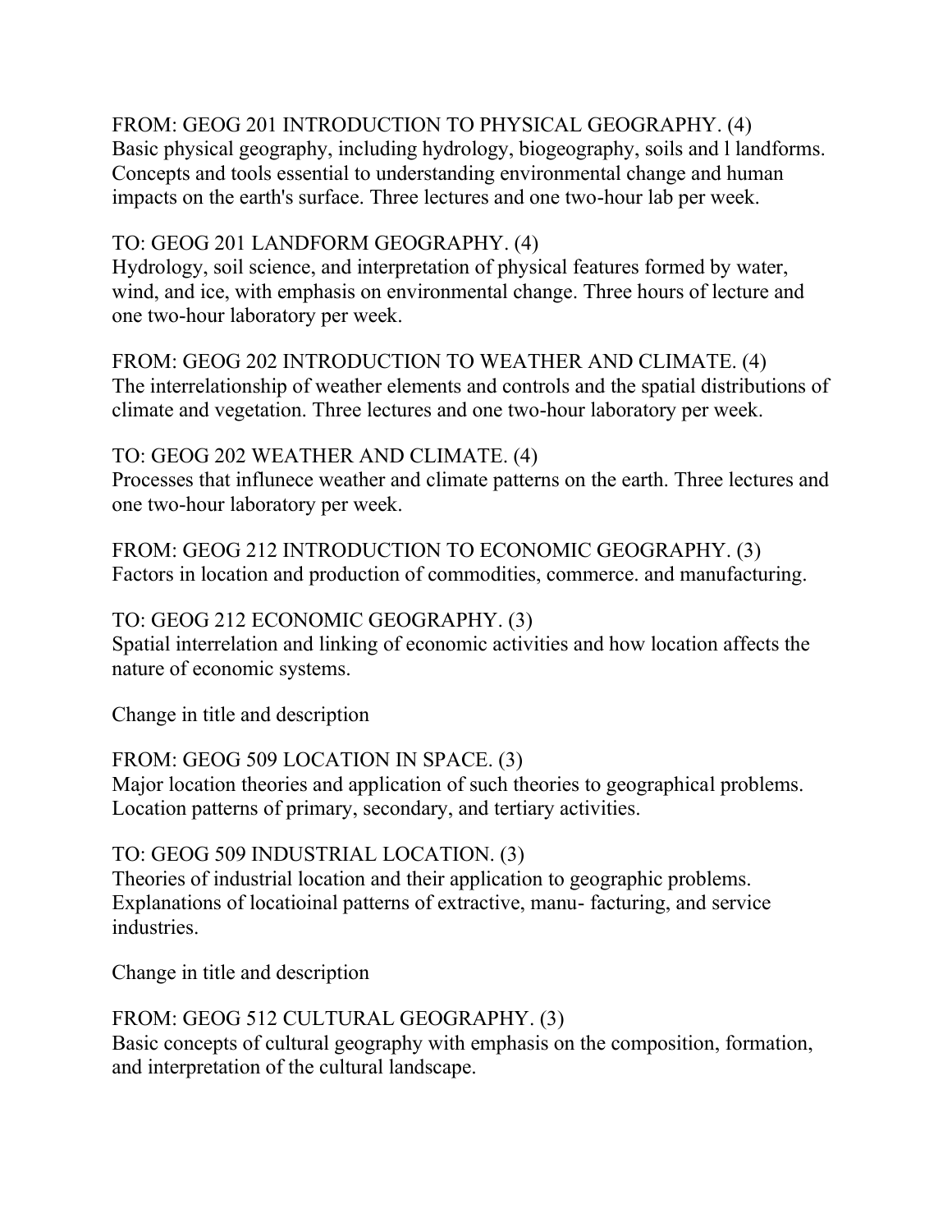FROM: GEOG 201 INTRODUCTION TO PHYSICAL GEOGRAPHY. (4)
Basic physical geography, including hydrology, biogeography, soils and l landforms. Concepts and tools essential to understanding environmental change and human impacts on the earth's surface. Three lectures and one two-hour lab per week.

TO: GEOG 201 LANDFORM GEOGRAPHY. (4)
Hydrology, soil science, and interpretation of physical features formed by water, wind, and ice, with emphasis on environmental change. Three hours of lecture and one two-hour laboratory per week.

FROM: GEOG 202 INTRODUCTION TO WEATHER AND CLIMATE. (4)
The interrelationship of weather elements and controls and the spatial distributions of climate and vegetation. Three lectures and one two-hour laboratory per week.

TO: GEOG 202 WEATHER AND CLIMATE. (4)
Processes that influnece weather and climate patterns on the earth. Three lectures and one two-hour laboratory per week.

FROM: GEOG 212 INTRODUCTION TO ECONOMIC GEOGRAPHY. (3)
Factors in location and production of commodities, commerce. and manufacturing.

TO: GEOG 212 ECONOMIC GEOGRAPHY. (3)
Spatial interrelation and linking of economic activities and how location affects the nature of economic systems.

Change in title and description

FROM: GEOG 509 LOCATION IN SPACE. (3)
Major location theories and application of such theories to geographical problems. Location patterns of primary, secondary, and tertiary activities.

TO: GEOG 509 INDUSTRIAL LOCATION. (3)
Theories of industrial location and their application to geographic problems. Explanations of locatioinal patterns of extractive, manu- facturing, and service industries.

Change in title and description

FROM: GEOG 512 CULTURAL GEOGRAPHY. (3)
Basic concepts of cultural geography with emphasis on the composition, formation, and interpretation of the cultural landscape.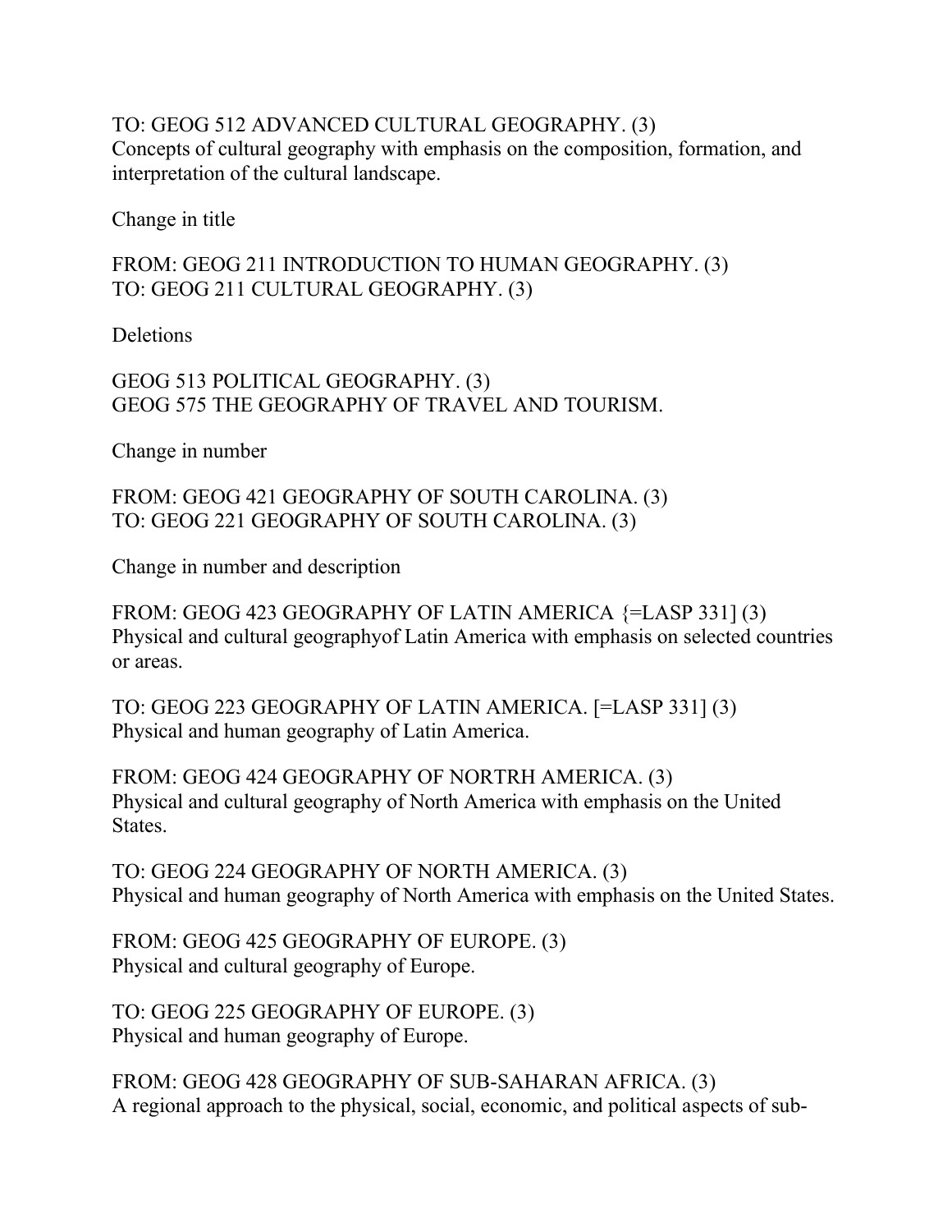TO: GEOG 512 ADVANCED CULTURAL GEOGRAPHY. (3)
Concepts of cultural geography with emphasis on the composition, formation, and interpretation of the cultural landscape.

Change in title

FROM: GEOG 211 INTRODUCTION TO HUMAN GEOGRAPHY. (3)
TO: GEOG 211 CULTURAL GEOGRAPHY. (3)

Deletions

GEOG 513 POLITICAL GEOGRAPHY. (3)
GEOG 575 THE GEOGRAPHY OF TRAVEL AND TOURISM.

Change in number

FROM: GEOG 421 GEOGRAPHY OF SOUTH CAROLINA. (3)
TO: GEOG 221 GEOGRAPHY OF SOUTH CAROLINA. (3)

Change in number and description

FROM: GEOG 423 GEOGRAPHY OF LATIN AMERICA {=LASP 331] (3)
Physical and cultural geographyof Latin America with emphasis on selected countries or areas.

TO: GEOG 223 GEOGRAPHY OF LATIN AMERICA. [=LASP 331] (3)
Physical and human geography of Latin America.

FROM: GEOG 424 GEOGRAPHY OF NORTRH AMERICA. (3)
Physical and cultural geography of North America with emphasis on the United States.

TO: GEOG 224 GEOGRAPHY OF NORTH AMERICA. (3)
Physical and human geography of North America with emphasis on the United States.

FROM: GEOG 425 GEOGRAPHY OF EUROPE. (3)
Physical and cultural geography of Europe.

TO: GEOG 225 GEOGRAPHY OF EUROPE. (3)
Physical and human geography of Europe.

FROM: GEOG 428 GEOGRAPHY OF SUB-SAHARAN AFRICA. (3)
A regional approach to the physical, social, economic, and political aspects of sub-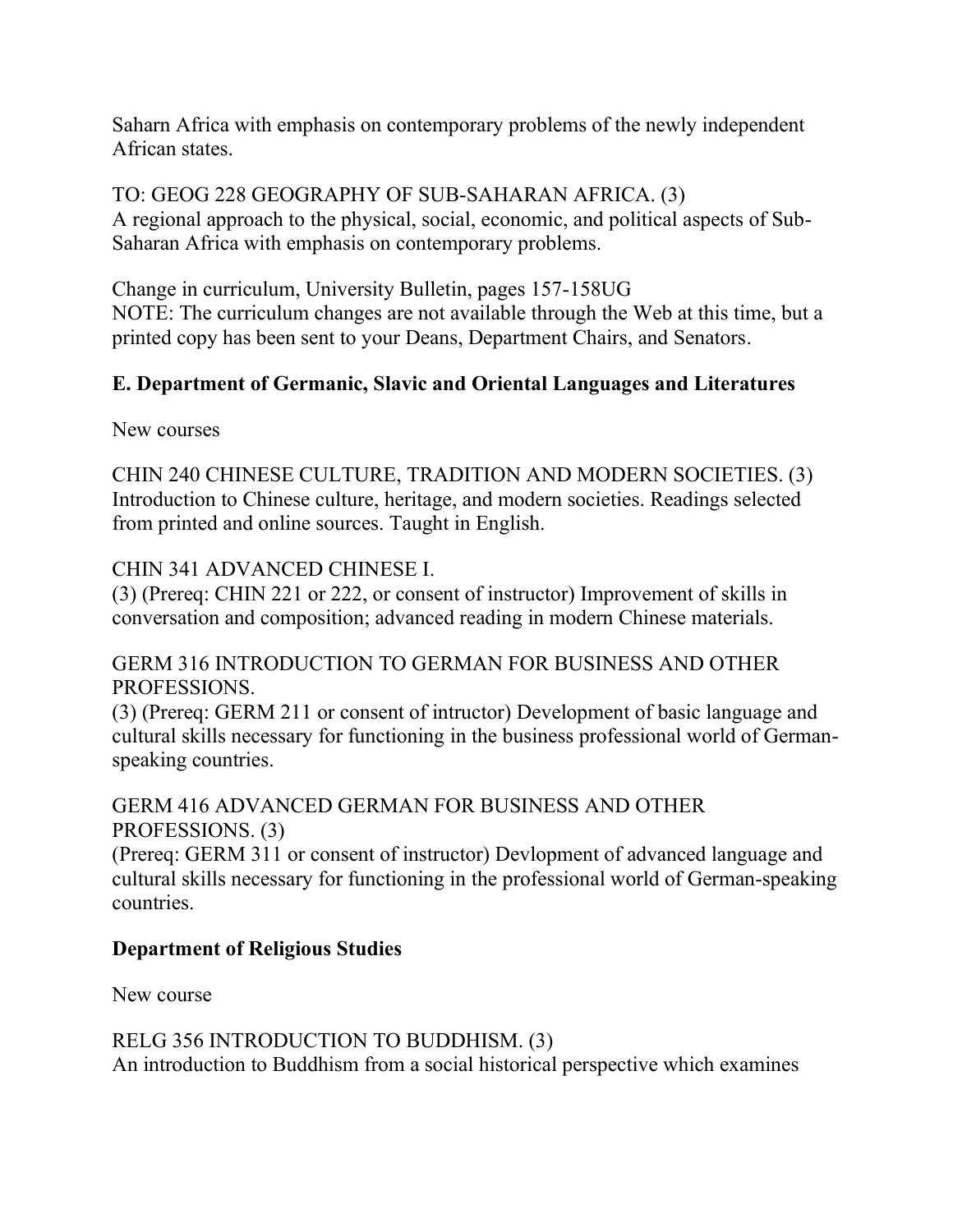Saharn Africa with emphasis on contemporary problems of the newly independent African states.

TO: GEOG 228 GEOGRAPHY OF SUB-SAHARAN AFRICA. (3)
A regional approach to the physical, social, economic, and political aspects of Sub-Saharan Africa with emphasis on contemporary problems.

Change in curriculum, University Bulletin, pages 157-158UG
NOTE: The curriculum changes are not available through the Web at this time, but a printed copy has been sent to your Deans, Department Chairs, and Senators.

**E. Department of Germanic, Slavic and Oriental Languages and Literatures**

New courses

CHIN 240 CHINESE CULTURE, TRADITION AND MODERN SOCIETIES. (3)
Introduction to Chinese culture, heritage, and modern societies. Readings selected from printed and online sources. Taught in English.

CHIN 341 ADVANCED CHINESE I.
(3) (Prereq: CHIN 221 or 222, or consent of instructor) Improvement of skills in conversation and composition; advanced reading in modern Chinese materials.

GERM 316 INTRODUCTION TO GERMAN FOR BUSINESS AND OTHER PROFESSIONS.
(3) (Prereq: GERM 211 or consent of intructor) Development of basic language and cultural skills necessary for functioning in the business professional world of German-speaking countries.

GERM 416 ADVANCED GERMAN FOR BUSINESS AND OTHER PROFESSIONS. (3)
(Prereq: GERM 311 or consent of instructor) Devlopment of advanced language and cultural skills necessary for functioning in the professional world of German-speaking countries.

**Department of Religious Studies**

New course

RELG 356 INTRODUCTION TO BUDDHISM. (3)
An introduction to Buddhism from a social historical perspective which examines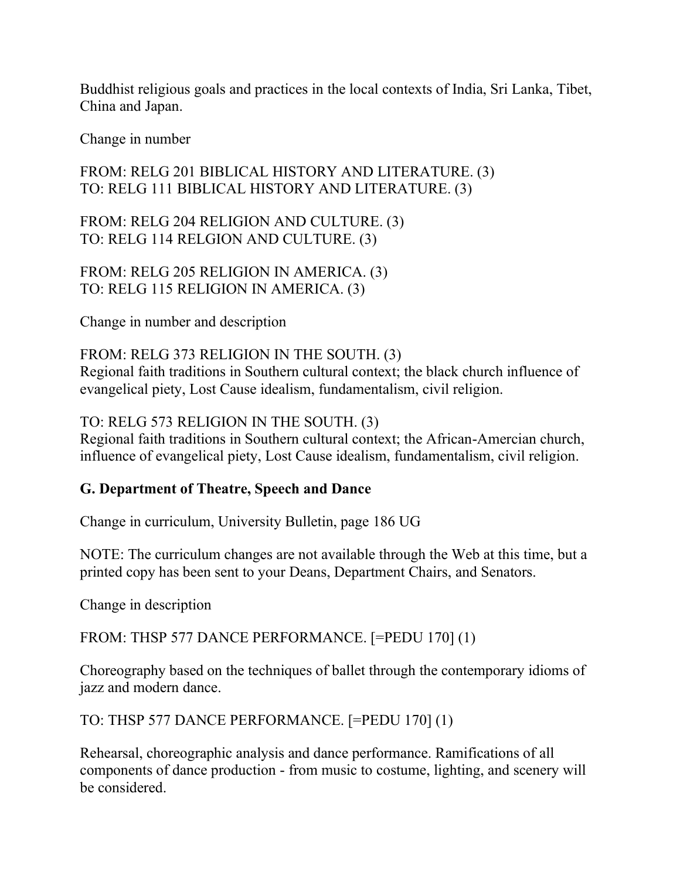Buddhist religious goals and practices in the local contexts of India, Sri Lanka, Tibet, China and Japan.

Change in number

FROM: RELG 201 BIBLICAL HISTORY AND LITERATURE. (3)
TO: RELG 111 BIBLICAL HISTORY AND LITERATURE. (3)

FROM: RELG 204 RELIGION AND CULTURE. (3)
TO: RELG 114 RELGION AND CULTURE. (3)

FROM: RELG 205 RELIGION IN AMERICA. (3)
TO: RELG 115 RELIGION IN AMERICA. (3)

Change in number and description

FROM: RELG 373 RELIGION IN THE SOUTH. (3)
Regional faith traditions in Southern cultural context; the black church influence of evangelical piety, Lost Cause idealism, fundamentalism, civil religion.

TO: RELG 573 RELIGION IN THE SOUTH. (3)
Regional faith traditions in Southern cultural context; the African-Amercian church, influence of evangelical piety, Lost Cause idealism, fundamentalism, civil religion.

**G. Department of Theatre, Speech and Dance**

Change in curriculum, University Bulletin, page 186 UG

NOTE: The curriculum changes are not available through the Web at this time, but a printed copy has been sent to your Deans, Department Chairs, and Senators.

Change in description

FROM: THSP 577 DANCE PERFORMANCE. [=PEDU 170] (1)

Choreography based on the techniques of ballet through the contemporary idioms of jazz and modern dance.

TO: THSP 577 DANCE PERFORMANCE. [=PEDU 170] (1)

Rehearsal, choreographic analysis and dance performance. Ramifications of all components of dance production - from music to costume, lighting, and scenery will be considered.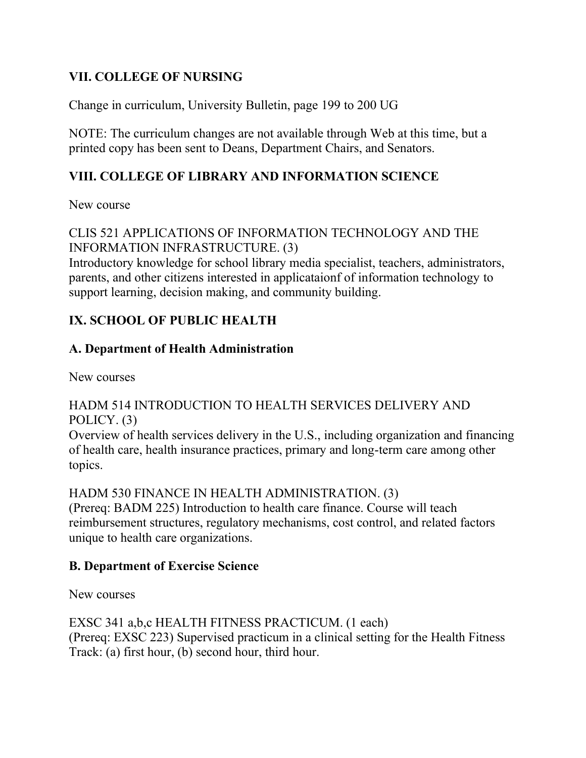## VII. COLLEGE OF NURSING

Change in curriculum, University Bulletin, page 199 to 200 UG

NOTE: The curriculum changes are not available through Web at this time, but a printed copy has been sent to Deans, Department Chairs, and Senators.

## VIII. COLLEGE OF LIBRARY AND INFORMATION SCIENCE

New course

CLIS 521 APPLICATIONS OF INFORMATION TECHNOLOGY AND THE INFORMATION INFRASTRUCTURE. (3)
Introductory knowledge for school library media specialist, teachers, administrators, parents, and other citizens interested in applicataionf of information technology to support learning, decision making, and community building.

## IX. SCHOOL OF PUBLIC HEALTH

### A. Department of Health Administration

New courses

HADM 514 INTRODUCTION TO HEALTH SERVICES DELIVERY AND POLICY. (3)
Overview of health services delivery in the U.S., including organization and financing of health care, health insurance practices, primary and long-term care among other topics.

HADM 530 FINANCE IN HEALTH ADMINISTRATION. (3)
(Prereq: BADM 225) Introduction to health care finance. Course will teach reimbursement structures, regulatory mechanisms, cost control, and related factors unique to health care organizations.

### B. Department of Exercise Science

New courses

EXSC 341 a,b,c HEALTH FITNESS PRACTICUM. (1 each)
(Prereq: EXSC 223) Supervised practicum in a clinical setting for the Health Fitness Track: (a) first hour, (b) second hour, third hour.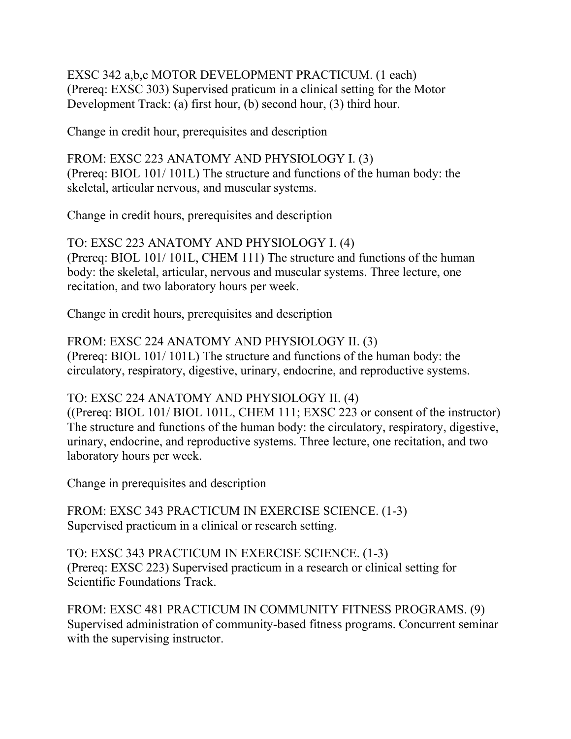EXSC 342 a,b,c MOTOR DEVELOPMENT PRACTICUM. (1 each)
(Prereq: EXSC 303) Supervised praticum in a clinical setting for the Motor Development Track: (a) first hour, (b) second hour, (3) third hour.

Change in credit hour, prerequisites and description

FROM: EXSC 223 ANATOMY AND PHYSIOLOGY I. (3)
(Prereq: BIOL 101/ 101L) The structure and functions of the human body: the skeletal, articular nervous, and muscular systems.

Change in credit hours, prerequisites and description

TO: EXSC 223 ANATOMY AND PHYSIOLOGY I. (4)
(Prereq: BIOL 101/ 101L, CHEM 111) The structure and functions of the human body: the skeletal, articular, nervous and muscular systems. Three lecture, one recitation, and two laboratory hours per week.

Change in credit hours, prerequisites and description

FROM: EXSC 224 ANATOMY AND PHYSIOLOGY II. (3)
(Prereq: BIOL 101/ 101L) The structure and functions of the human body: the circulatory, respiratory, digestive, urinary, endocrine, and reproductive systems.

TO: EXSC 224 ANATOMY AND PHYSIOLOGY II. (4)
((Prereq: BIOL 101/ BIOL 101L, CHEM 111; EXSC 223 or consent of the instructor) The structure and functions of the human body: the circulatory, respiratory, digestive, urinary, endocrine, and reproductive systems. Three lecture, one recitation, and two laboratory hours per week.

Change in prerequisites and description

FROM: EXSC 343 PRACTICUM IN EXERCISE SCIENCE. (1-3)
Supervised practicum in a clinical or research setting.

TO: EXSC 343 PRACTICUM IN EXERCISE SCIENCE. (1-3)
(Prereq: EXSC 223) Supervised practicum in a research or clinical setting for Scientific Foundations Track.

FROM: EXSC 481 PRACTICUM IN COMMUNITY FITNESS PROGRAMS. (9)
Supervised administration of community-based fitness programs. Concurrent seminar with the supervising instructor.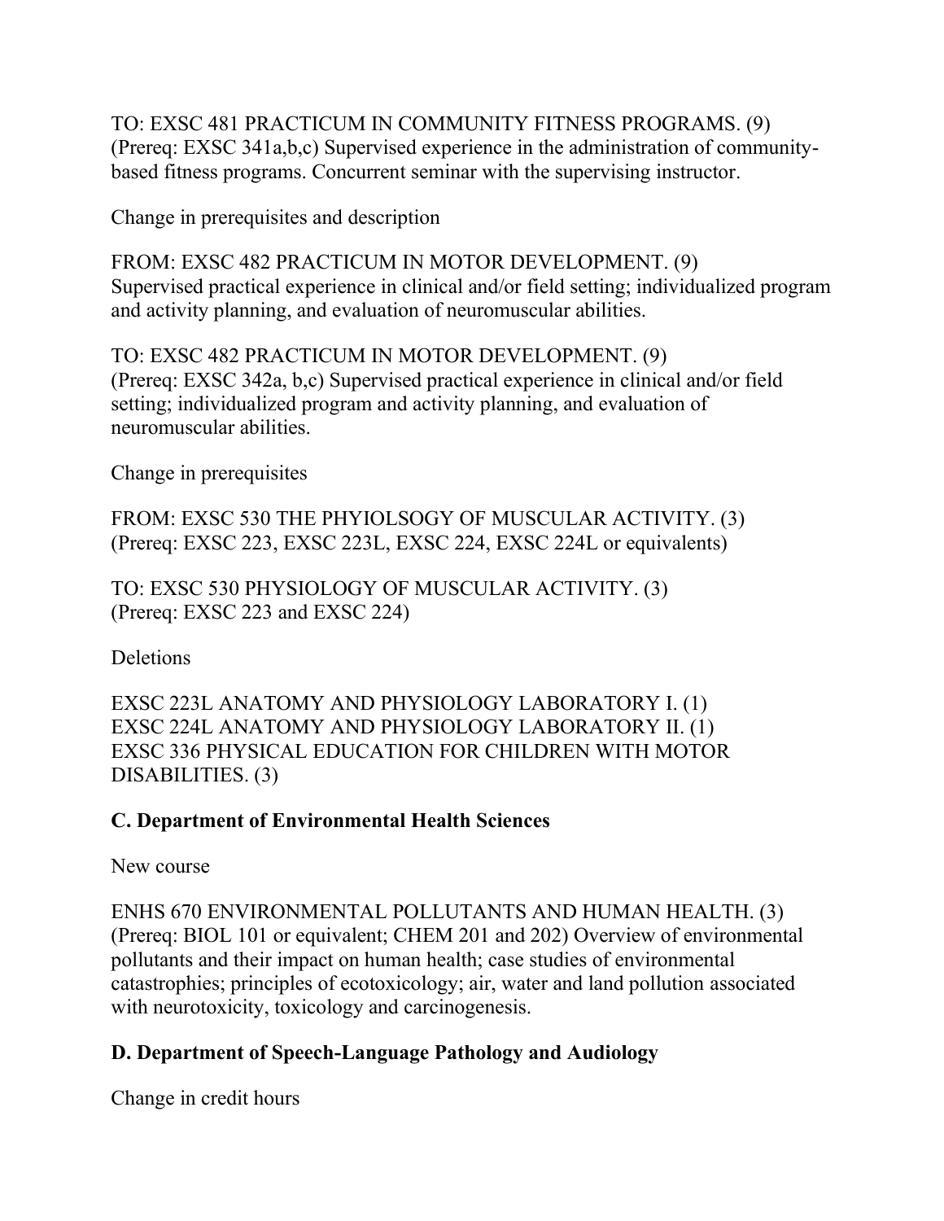TO: EXSC 481 PRACTICUM IN COMMUNITY FITNESS PROGRAMS. (9)
(Prereq: EXSC 341a,b,c) Supervised experience in the administration of community-based fitness programs. Concurrent seminar with the supervising instructor.

Change in prerequisites and description

FROM: EXSC 482 PRACTICUM IN MOTOR DEVELOPMENT. (9)
Supervised practical experience in clinical and/or field setting; individualized program and activity planning, and evaluation of neuromuscular abilities.

TO: EXSC 482 PRACTICUM IN MOTOR DEVELOPMENT. (9)
(Prereq: EXSC 342a, b,c) Supervised practical experience in clinical and/or field setting; individualized program and activity planning, and evaluation of neuromuscular abilities.

Change in prerequisites

FROM: EXSC 530 THE PHYIOLSOGY OF MUSCULAR ACTIVITY. (3)
(Prereq: EXSC 223, EXSC 223L, EXSC 224, EXSC 224L or equivalents)

TO: EXSC 530 PHYSIOLOGY OF MUSCULAR ACTIVITY. (3)
(Prereq: EXSC 223 and EXSC 224)

Deletions

EXSC 223L ANATOMY AND PHYSIOLOGY LABORATORY I. (1)
EXSC 224L ANATOMY AND PHYSIOLOGY LABORATORY II. (1)
EXSC 336 PHYSICAL EDUCATION FOR CHILDREN WITH MOTOR DISABILITIES. (3)

**C. Department of Environmental Health Sciences**

New course

ENHS 670 ENVIRONMENTAL POLLUTANTS AND HUMAN HEALTH. (3)
(Prereq: BIOL 101 or equivalent; CHEM 201 and 202) Overview of environmental pollutants and their impact on human health; case studies of environmental catastrophies; principles of ecotoxicology; air, water and land pollution associated with neurotoxicity, toxicology and carcinogenesis.

**D. Department of Speech-Language Pathology and Audiology**

Change in credit hours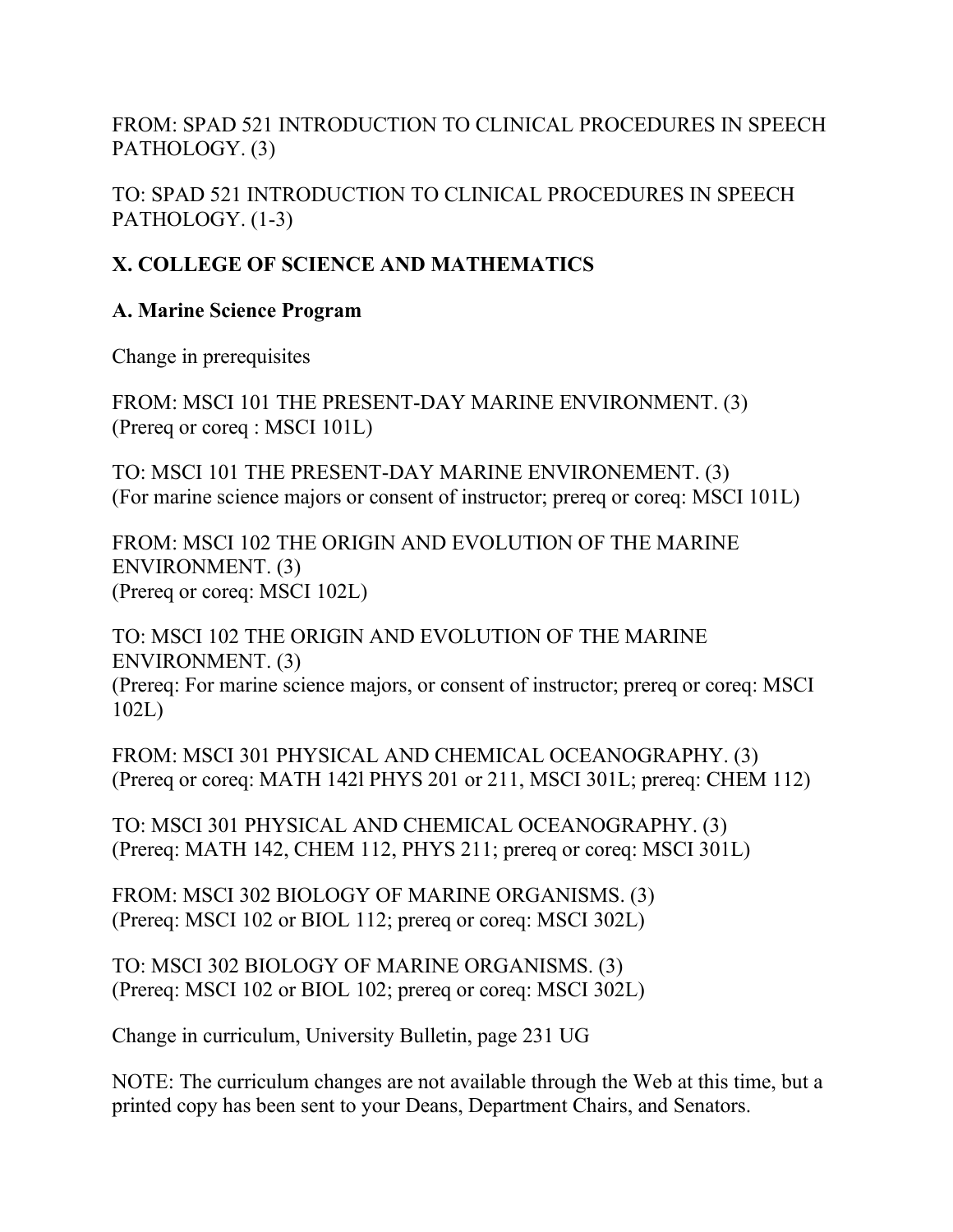FROM: SPAD 521 INTRODUCTION TO CLINICAL PROCEDURES IN SPEECH PATHOLOGY. (3)

TO: SPAD 521 INTRODUCTION TO CLINICAL PROCEDURES IN SPEECH PATHOLOGY. (1-3)

## X. COLLEGE OF SCIENCE AND MATHEMATICS

### A. Marine Science Program

Change in prerequisites

FROM: MSCI 101 THE PRESENT-DAY MARINE ENVIRONMENT. (3)
(Prereq or coreq : MSCI 101L)

TO: MSCI 101 THE PRESENT-DAY MARINE ENVIRONEMENT. (3)
(For marine science majors or consent of instructor; prereq or coreq: MSCI 101L)

FROM: MSCI 102 THE ORIGIN AND EVOLUTION OF THE MARINE ENVIRONMENT. (3)
(Prereq or coreq: MSCI 102L)

TO: MSCI 102 THE ORIGIN AND EVOLUTION OF THE MARINE ENVIRONMENT. (3)
(Prereq: For marine science majors, or consent of instructor; prereq or coreq: MSCI 102L)

FROM: MSCI 301 PHYSICAL AND CHEMICAL OCEANOGRAPHY. (3)
(Prereq or coreq: MATH 142l PHYS 201 or 211, MSCI 301L; prereq: CHEM 112)

TO: MSCI 301 PHYSICAL AND CHEMICAL OCEANOGRAPHY. (3)
(Prereq: MATH 142, CHEM 112, PHYS 211; prereq or coreq: MSCI 301L)

FROM: MSCI 302 BIOLOGY OF MARINE ORGANISMS. (3)
(Prereq: MSCI 102 or BIOL 112; prereq or coreq: MSCI 302L)

TO: MSCI 302 BIOLOGY OF MARINE ORGANISMS. (3)
(Prereq: MSCI 102 or BIOL 102; prereq or coreq: MSCI 302L)

Change in curriculum, University Bulletin, page 231 UG

NOTE: The curriculum changes are not available through the Web at this time, but a printed copy has been sent to your Deans, Department Chairs, and Senators.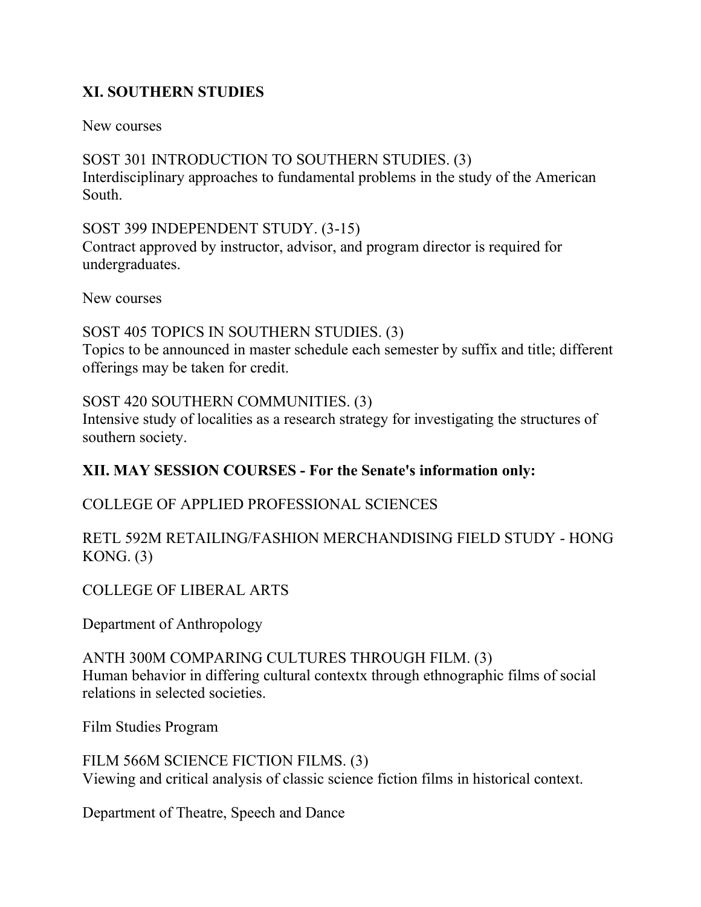## XI. SOUTHERN STUDIES

New courses

SOST 301 INTRODUCTION TO SOUTHERN STUDIES. (3)
Interdisciplinary approaches to fundamental problems in the study of the American South.

SOST 399 INDEPENDENT STUDY. (3-15)
Contract approved by instructor, advisor, and program director is required for undergraduates.

New courses

SOST 405 TOPICS IN SOUTHERN STUDIES. (3)
Topics to be announced in master schedule each semester by suffix and title; different offerings may be taken for credit.

SOST 420 SOUTHERN COMMUNITIES. (3)
Intensive study of localities as a research strategy for investigating the structures of southern society.

## XII. MAY SESSION COURSES - For the Senate's information only:

COLLEGE OF APPLIED PROFESSIONAL SCIENCES

RETL 592M RETAILING/FASHION MERCHANDISING FIELD STUDY - HONG KONG. (3)

COLLEGE OF LIBERAL ARTS

Department of Anthropology

ANTH 300M COMPARING CULTURES THROUGH FILM. (3)
Human behavior in differing cultural contextx through ethnographic films of social relations in selected societies.

Film Studies Program

FILM 566M SCIENCE FICTION FILMS. (3)
Viewing and critical analysis of classic science fiction films in historical context.

Department of Theatre, Speech and Dance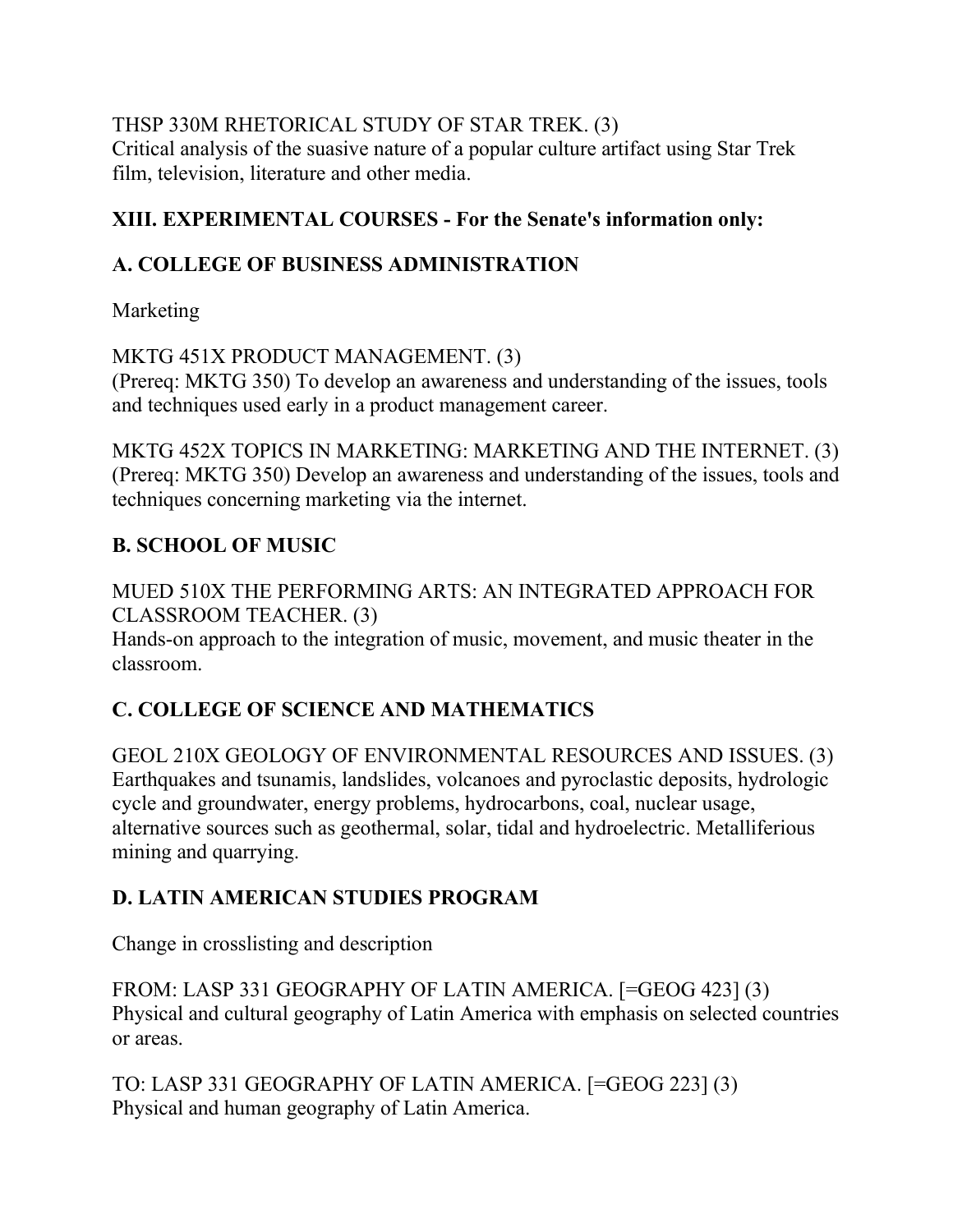THSP 330M RHETORICAL STUDY OF STAR TREK. (3)
Critical analysis of the suasive nature of a popular culture artifact using Star Trek film, television, literature and other media.

## XIII. EXPERIMENTAL COURSES - For the Senate's information only:

### A. COLLEGE OF BUSINESS ADMINISTRATION

Marketing

MKTG 451X PRODUCT MANAGEMENT. (3)
(Prereq: MKTG 350) To develop an awareness and understanding of the issues, tools and techniques used early in a product management career.

MKTG 452X TOPICS IN MARKETING: MARKETING AND THE INTERNET. (3)
(Prereq: MKTG 350) Develop an awareness and understanding of the issues, tools and techniques concerning marketing via the internet.

### B. SCHOOL OF MUSIC

MUED 510X THE PERFORMING ARTS: AN INTEGRATED APPROACH FOR CLASSROOM TEACHER. (3)
Hands-on approach to the integration of music, movement, and music theater in the classroom.

### C. COLLEGE OF SCIENCE AND MATHEMATICS

GEOL 210X GEOLOGY OF ENVIRONMENTAL RESOURCES AND ISSUES. (3)
Earthquakes and tsunamis, landslides, volcanoes and pyroclastic deposits, hydrologic cycle and groundwater, energy problems, hydrocarbons, coal, nuclear usage, alternative sources such as geothermal, solar, tidal and hydroelectric. Metalliferious mining and quarrying.

### D. LATIN AMERICAN STUDIES PROGRAM

Change in crosslisting and description

FROM: LASP 331 GEOGRAPHY OF LATIN AMERICA. [=GEOG 423] (3)
Physical and cultural geography of Latin America with emphasis on selected countries or areas.

TO: LASP 331 GEOGRAPHY OF LATIN AMERICA. [=GEOG 223] (3)
Physical and human geography of Latin America.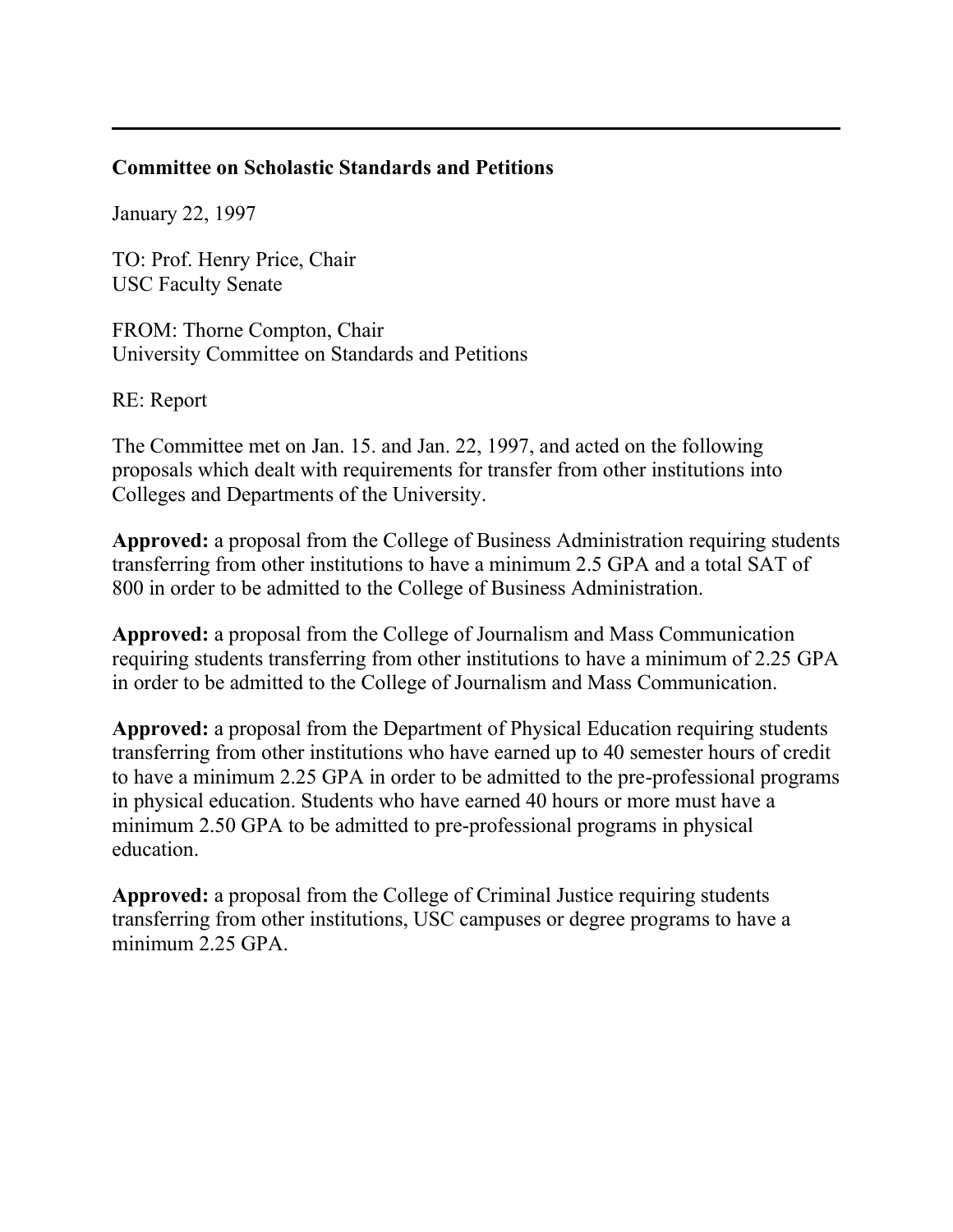---

**Committee on Scholastic Standards and Petitions**

January 22, 1997

TO: Prof. Henry Price, Chair
USC Faculty Senate

FROM: Thorne Compton, Chair
University Committee on Standards and Petitions

RE: Report

The Committee met on Jan. 15. and Jan. 22, 1997, and acted on the following proposals which dealt with requirements for transfer from other institutions into Colleges and Departments of the University.

**Approved:** a proposal from the College of Business Administration requiring students transferring from other institutions to have a minimum 2.5 GPA and a total SAT of 800 in order to be admitted to the College of Business Administration.

**Approved:** a proposal from the College of Journalism and Mass Communication requiring students transferring from other institutions to have a minimum of 2.25 GPA in order to be admitted to the College of Journalism and Mass Communication.

**Approved:** a proposal from the Department of Physical Education requiring students transferring from other institutions who have earned up to 40 semester hours of credit to have a minimum 2.25 GPA in order to be admitted to the pre-professional programs in physical education. Students who have earned 40 hours or more must have a minimum 2.50 GPA to be admitted to pre-professional programs in physical education.

**Approved:** a proposal from the College of Criminal Justice requiring students transferring from other institutions, USC campuses or degree programs to have a minimum 2.25 GPA.